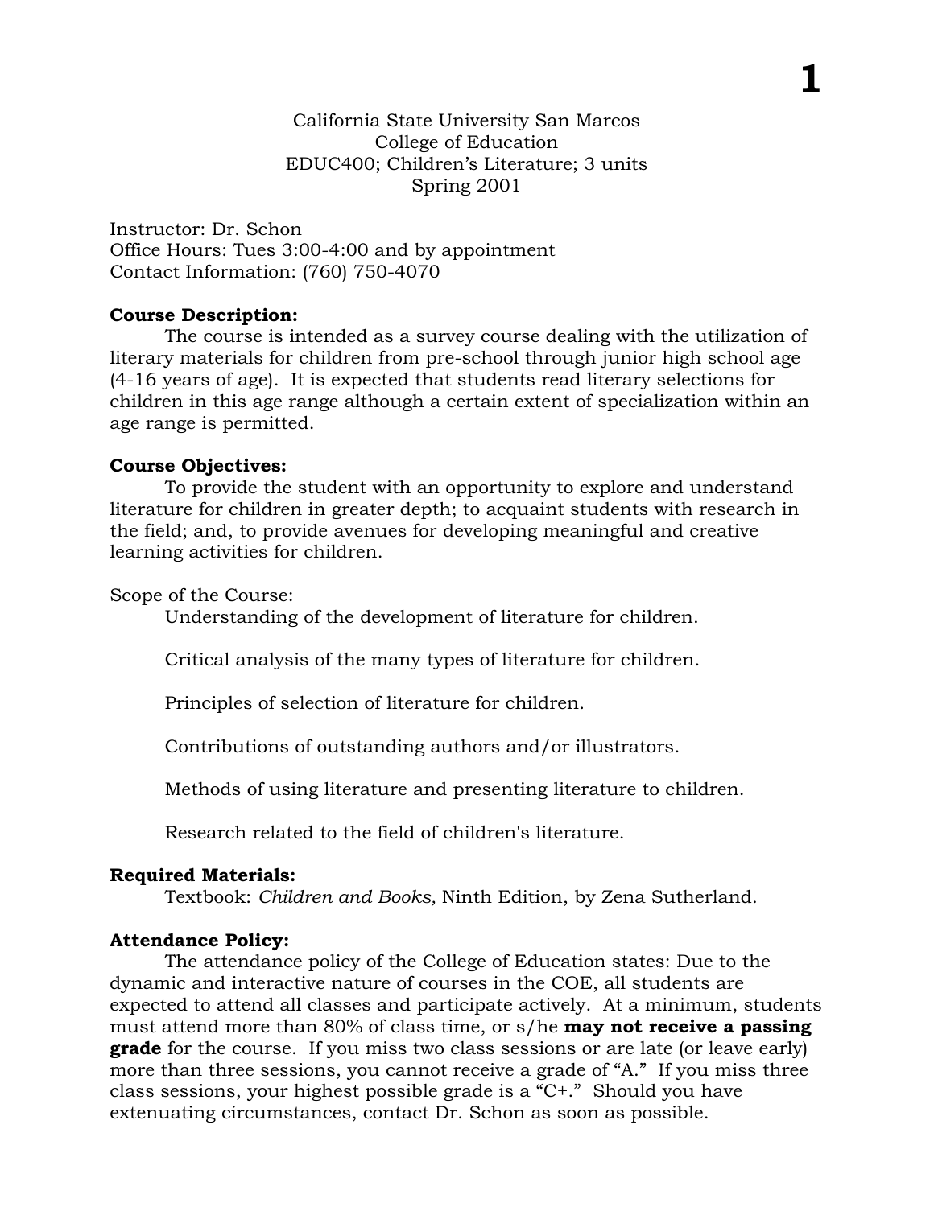California State University San Marcos
College of Education
EDUC400; Children's Literature; 3 units
Spring 2001

Instructor: Dr. Schon
Office Hours: Tues 3:00-4:00 and by appointment
Contact Information: (760) 750-4070

**Course Description:**

The course is intended as a survey course dealing with the utilization of literary materials for children from pre-school through junior high school age (4-16 years of age). It is expected that students read literary selections for children in this age range although a certain extent of specialization within an age range is permitted.

**Course Objectives:**

To provide the student with an opportunity to explore and understand literature for children in greater depth; to acquaint students with research in the field; and, to provide avenues for developing meaningful and creative learning activities for children.

Scope of the Course:

Understanding of the development of literature for children.

Critical analysis of the many types of literature for children.

Principles of selection of literature for children.

Contributions of outstanding authors and/or illustrators.

Methods of using literature and presenting literature to children.

Research related to the field of children's literature.

**Required Materials:**

Textbook: *Children and Books,* Ninth Edition, by Zena Sutherland.

**Attendance Policy:**

The attendance policy of the College of Education states: Due to the dynamic and interactive nature of courses in the COE, all students are expected to attend all classes and participate actively. At a minimum, students must attend more than 80% of class time, or s/he **may not receive a passing grade** for the course. If you miss two class sessions or are late (or leave early) more than three sessions, you cannot receive a grade of "A." If you miss three class sessions, your highest possible grade is a "C+." Should you have extenuating circumstances, contact Dr. Schon as soon as possible.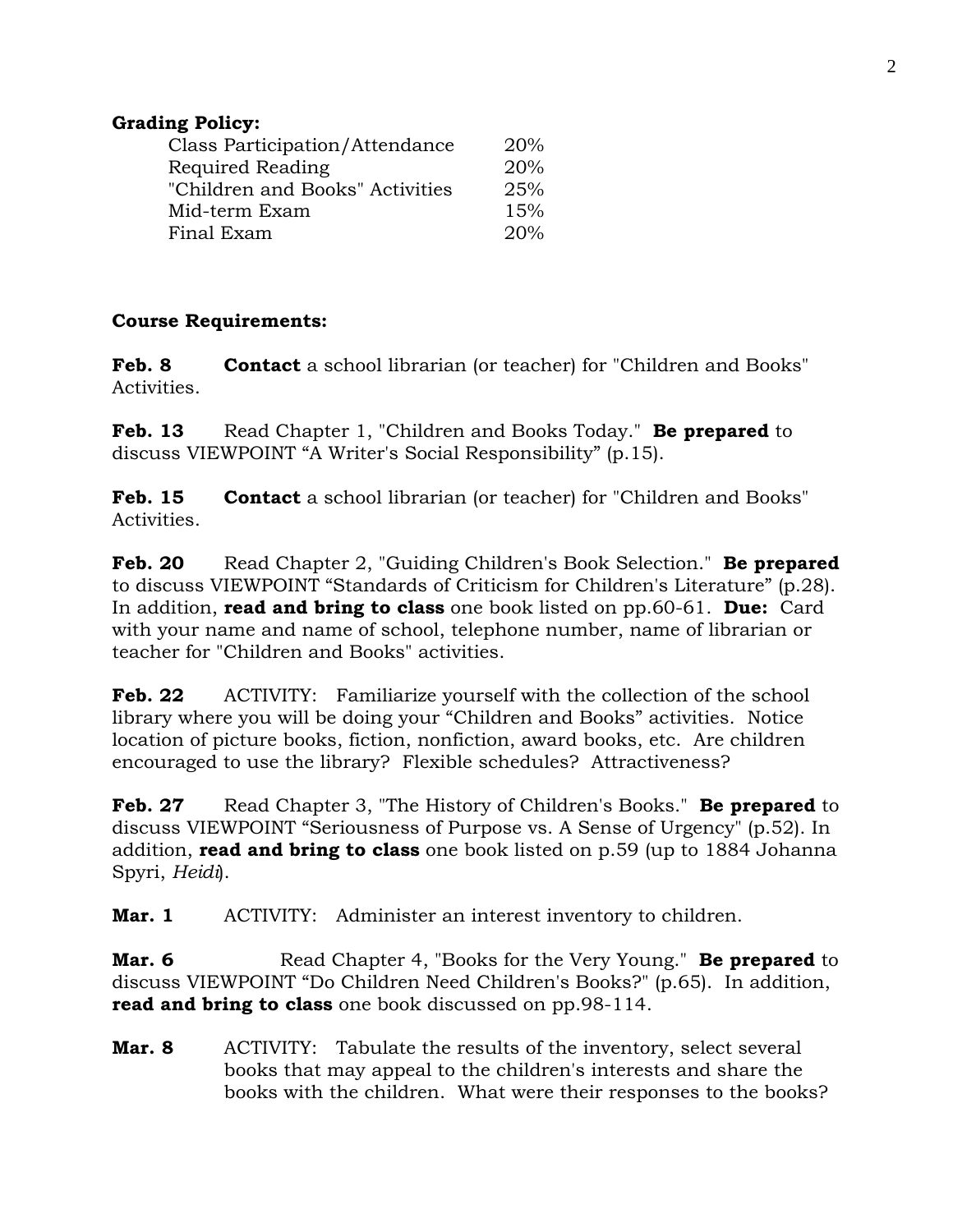**Grading Policy:**

| | |
|---|---|
| Class Participation/Attendance | 20% |
| Required Reading | 20% |
| "Children and Books" Activities | 25% |
| Mid-term Exam | 15% |
| Final Exam | 20% |

**Course Requirements:**

**Feb. 8** **Contact** a school librarian (or teacher) for "Children and Books" Activities.

**Feb. 13** Read Chapter 1, "Children and Books Today." **Be prepared** to discuss VIEWPOINT “A Writer's Social Responsibility” (p.15).

**Feb. 15** **Contact** a school librarian (or teacher) for "Children and Books" Activities.

**Feb. 20** Read Chapter 2, "Guiding Children's Book Selection." **Be prepared** to discuss VIEWPOINT “Standards of Criticism for Children's Literature” (p.28). In addition, **read and bring to class** one book listed on pp.60-61. **Due:** Card with your name and name of school, telephone number, name of librarian or teacher for "Children and Books" activities.

**Feb. 22** ACTIVITY: Familiarize yourself with the collection of the school library where you will be doing your “Children and Books” activities. Notice location of picture books, fiction, nonfiction, award books, etc. Are children encouraged to use the library? Flexible schedules? Attractiveness?

**Feb. 27** Read Chapter 3, "The History of Children's Books." **Be prepared** to discuss VIEWPOINT “Seriousness of Purpose vs. A Sense of Urgency" (p.52). In addition, **read and bring to class** one book listed on p.59 (up to 1884 Johanna Spyri, *Heidi*).

**Mar. 1** ACTIVITY: Administer an interest inventory to children.

**Mar. 6** Read Chapter 4, "Books for the Very Young." **Be prepared** to discuss VIEWPOINT “Do Children Need Children's Books?" (p.65). In addition, **read and bring to class** one book discussed on pp.98-114.

**Mar. 8** ACTIVITY: Tabulate the results of the inventory, select several books that may appeal to the children's interests and share the books with the children. What were their responses to the books?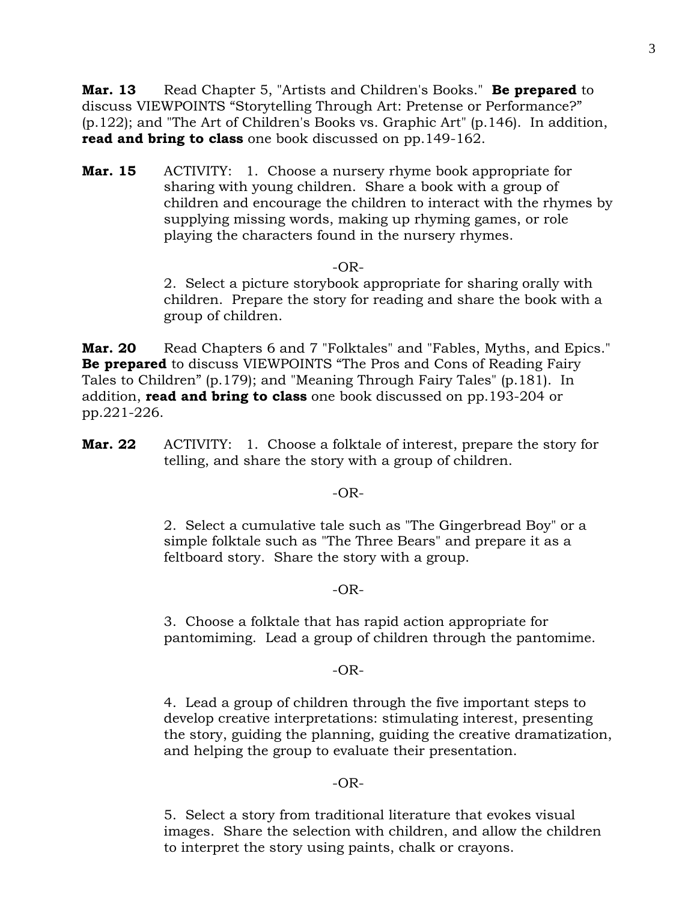**Mar. 13** Read Chapter 5, "Artists and Children's Books." **Be prepared** to discuss VIEWPOINTS “Storytelling Through Art: Pretense or Performance?” (p.122); and "The Art of Children's Books vs. Graphic Art" (p.146). In addition, **read and bring to class** one book discussed on pp.149-162.

**Mar. 15** ACTIVITY: 1. Choose a nursery rhyme book appropriate for sharing with young children. Share a book with a group of children and encourage the children to interact with the rhymes by supplying missing words, making up rhyming games, or role playing the characters found in the nursery rhymes.

-OR-

2. Select a picture storybook appropriate for sharing orally with children. Prepare the story for reading and share the book with a group of children.

**Mar. 20** Read Chapters 6 and 7 "Folktales" and "Fables, Myths, and Epics." **Be prepared** to discuss VIEWPOINTS “The Pros and Cons of Reading Fairy Tales to Children” (p.179); and "Meaning Through Fairy Tales" (p.181). In addition, **read and bring to class** one book discussed on pp.193-204 or pp.221-226.

**Mar. 22** ACTIVITY: 1. Choose a folktale of interest, prepare the story for telling, and share the story with a group of children.

-OR-

2. Select a cumulative tale such as "The Gingerbread Boy" or a simple folktale such as "The Three Bears" and prepare it as a feltboard story. Share the story with a group.

-OR-

3. Choose a folktale that has rapid action appropriate for pantomiming. Lead a group of children through the pantomime.

-OR-

4. Lead a group of children through the five important steps to develop creative interpretations: stimulating interest, presenting the story, guiding the planning, guiding the creative dramatization, and helping the group to evaluate their presentation.

-OR-

5. Select a story from traditional literature that evokes visual images. Share the selection with children, and allow the children to interpret the story using paints, chalk or crayons.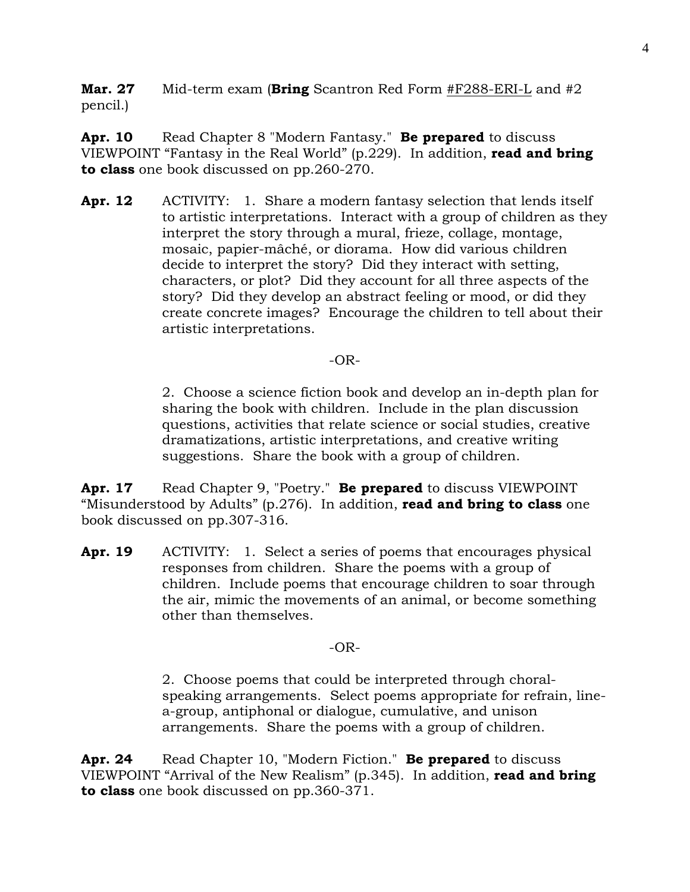**Mar. 27** Mid-term exam (**Bring** Scantron Red Form #F288-ERI-L and #2 pencil.)

**Apr. 10** Read Chapter 8 "Modern Fantasy." **Be prepared** to discuss VIEWPOINT "Fantasy in the Real World" (p.229). In addition, **read and bring to class** one book discussed on pp.260-270.

**Apr. 12** ACTIVITY: 1. Share a modern fantasy selection that lends itself to artistic interpretations. Interact with a group of children as they interpret the story through a mural, frieze, collage, montage, mosaic, papier-mâché, or diorama. How did various children decide to interpret the story? Did they interact with setting, characters, or plot? Did they account for all three aspects of the story? Did they develop an abstract feeling or mood, or did they create concrete images? Encourage the children to tell about their artistic interpretations.

-OR-

2. Choose a science fiction book and develop an in-depth plan for sharing the book with children. Include in the plan discussion questions, activities that relate science or social studies, creative dramatizations, artistic interpretations, and creative writing suggestions. Share the book with a group of children.

**Apr. 17** Read Chapter 9, "Poetry." **Be prepared** to discuss VIEWPOINT "Misunderstood by Adults" (p.276). In addition, **read and bring to class** one book discussed on pp.307-316.

**Apr. 19** ACTIVITY: 1. Select a series of poems that encourages physical responses from children. Share the poems with a group of children. Include poems that encourage children to soar through the air, mimic the movements of an animal, or become something other than themselves.

-OR-

2. Choose poems that could be interpreted through choral-speaking arrangements. Select poems appropriate for refrain, line-a-group, antiphonal or dialogue, cumulative, and unison arrangements. Share the poems with a group of children.

**Apr. 24** Read Chapter 10, "Modern Fiction." **Be prepared** to discuss VIEWPOINT "Arrival of the New Realism" (p.345). In addition, **read and bring to class** one book discussed on pp.360-371.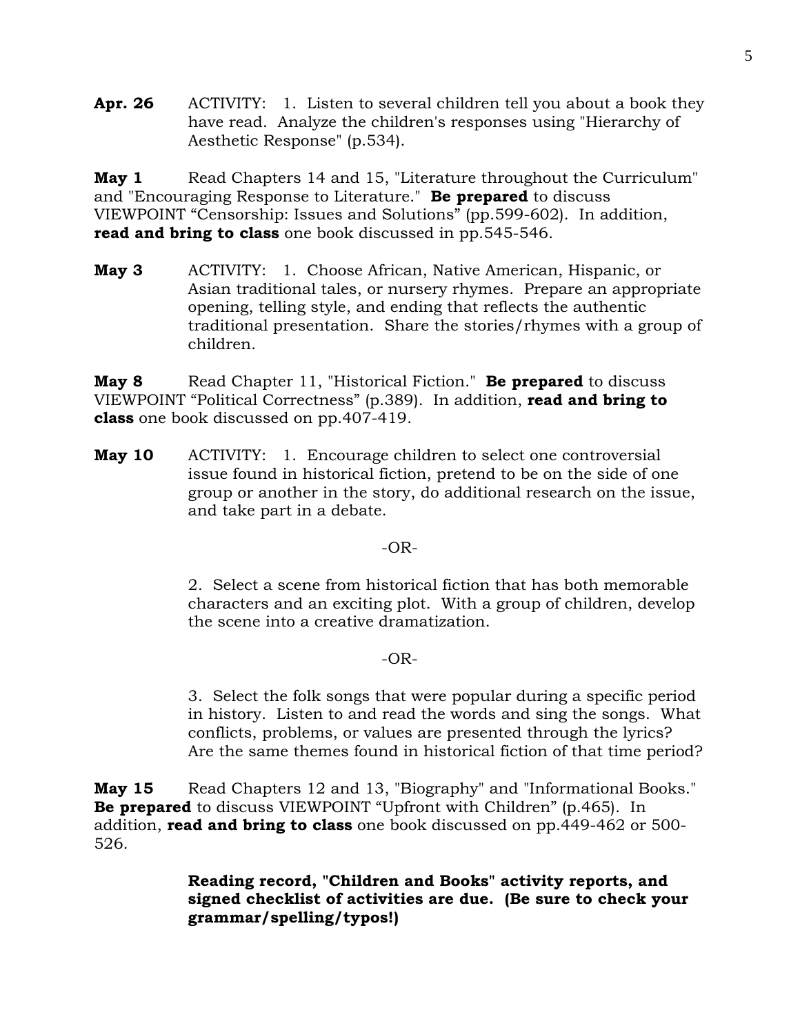**Apr. 26** ACTIVITY: 1. Listen to several children tell you about a book they have read. Analyze the children's responses using "Hierarchy of Aesthetic Response" (p.534).

**May 1** Read Chapters 14 and 15, "Literature throughout the Curriculum" and "Encouraging Response to Literature." **Be prepared** to discuss VIEWPOINT "Censorship: Issues and Solutions" (pp.599-602). In addition, **read and bring to class** one book discussed in pp.545-546.

**May 3** ACTIVITY: 1. Choose African, Native American, Hispanic, or Asian traditional tales, or nursery rhymes. Prepare an appropriate opening, telling style, and ending that reflects the authentic traditional presentation. Share the stories/rhymes with a group of children.

**May 8** Read Chapter 11, "Historical Fiction." **Be prepared** to discuss VIEWPOINT "Political Correctness" (p.389). In addition, **read and bring to class** one book discussed on pp.407-419.

**May 10** ACTIVITY: 1. Encourage children to select one controversial issue found in historical fiction, pretend to be on the side of one group or another in the story, do additional research on the issue, and take part in a debate.

-OR-

2. Select a scene from historical fiction that has both memorable characters and an exciting plot. With a group of children, develop the scene into a creative dramatization.

-OR-

3. Select the folk songs that were popular during a specific period in history. Listen to and read the words and sing the songs. What conflicts, problems, or values are presented through the lyrics? Are the same themes found in historical fiction of that time period?

**May 15** Read Chapters 12 and 13, "Biography" and "Informational Books." **Be prepared** to discuss VIEWPOINT "Upfront with Children" (p.465). In addition, **read and bring to class** one book discussed on pp.449-462 or 500-526.

**Reading record, "Children and Books" activity reports, and signed checklist of activities are due. (Be sure to check your grammar/spelling/typos!)**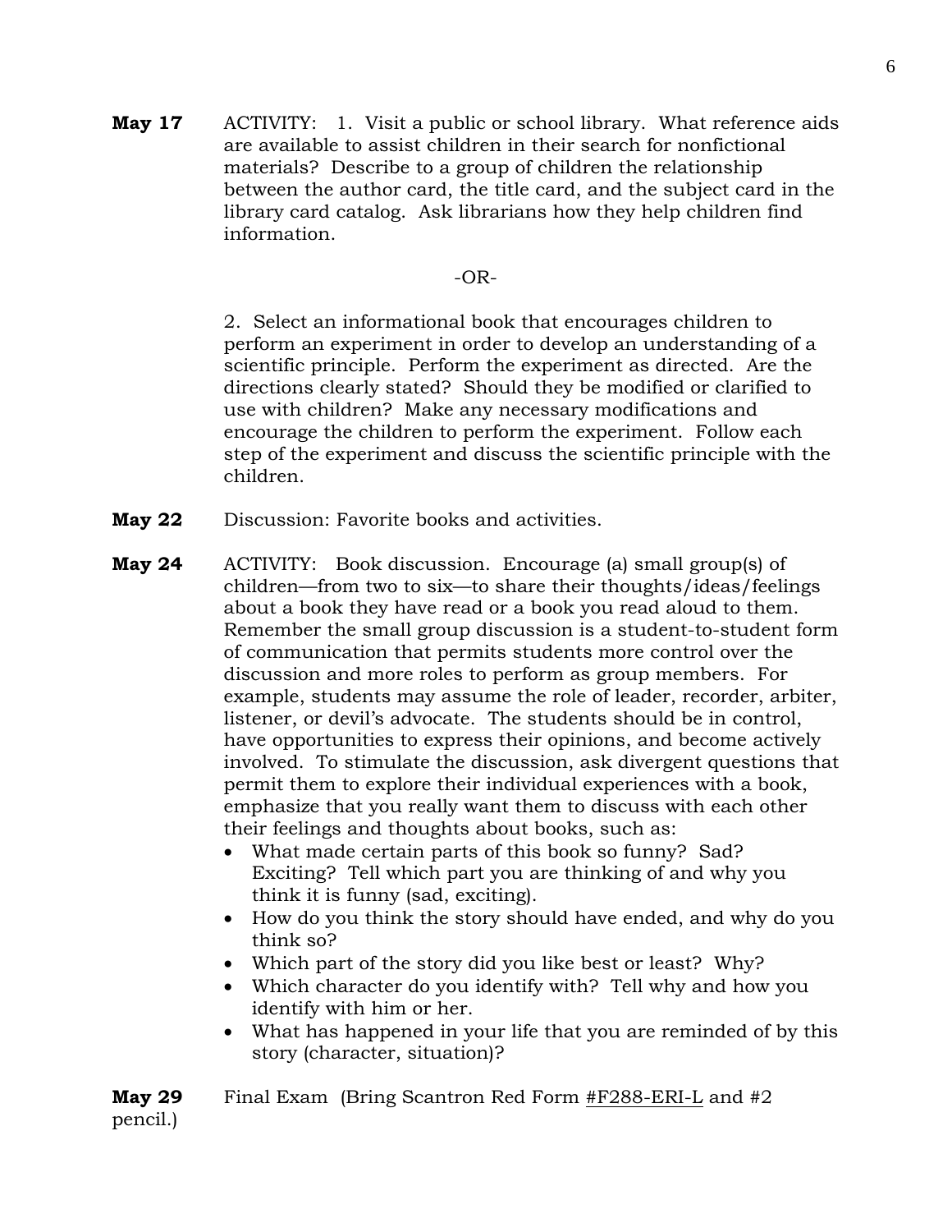**May 17** ACTIVITY: 1. Visit a public or school library. What reference aids are available to assist children in their search for nonfictional materials? Describe to a group of children the relationship between the author card, the title card, and the subject card in the library card catalog. Ask librarians how they help children find information.

-OR-

2. Select an informational book that encourages children to perform an experiment in order to develop an understanding of a scientific principle. Perform the experiment as directed. Are the directions clearly stated? Should they be modified or clarified to use with children? Make any necessary modifications and encourage the children to perform the experiment. Follow each step of the experiment and discuss the scientific principle with the children.

**May 22** Discussion: Favorite books and activities.

**May 24** ACTIVITY: Book discussion. Encourage (a) small group(s) of children—from two to six—to share their thoughts/ideas/feelings about a book they have read or a book you read aloud to them. Remember the small group discussion is a student-to-student form of communication that permits students more control over the discussion and more roles to perform as group members. For example, students may assume the role of leader, recorder, arbiter, listener, or devil's advocate. The students should be in control, have opportunities to express their opinions, and become actively involved. To stimulate the discussion, ask divergent questions that permit them to explore their individual experiences with a book, emphasize that you really want them to discuss with each other their feelings and thoughts about books, such as:

- What made certain parts of this book so funny? Sad? Exciting? Tell which part you are thinking of and why you think it is funny (sad, exciting).
- How do you think the story should have ended, and why do you think so?
- Which part of the story did you like best or least? Why?
- Which character do you identify with? Tell why and how you identify with him or her.
- What has happened in your life that you are reminded of by this story (character, situation)?

**May 29** Final Exam (Bring Scantron Red Form #F288-ERI-L and #2 pencil.)